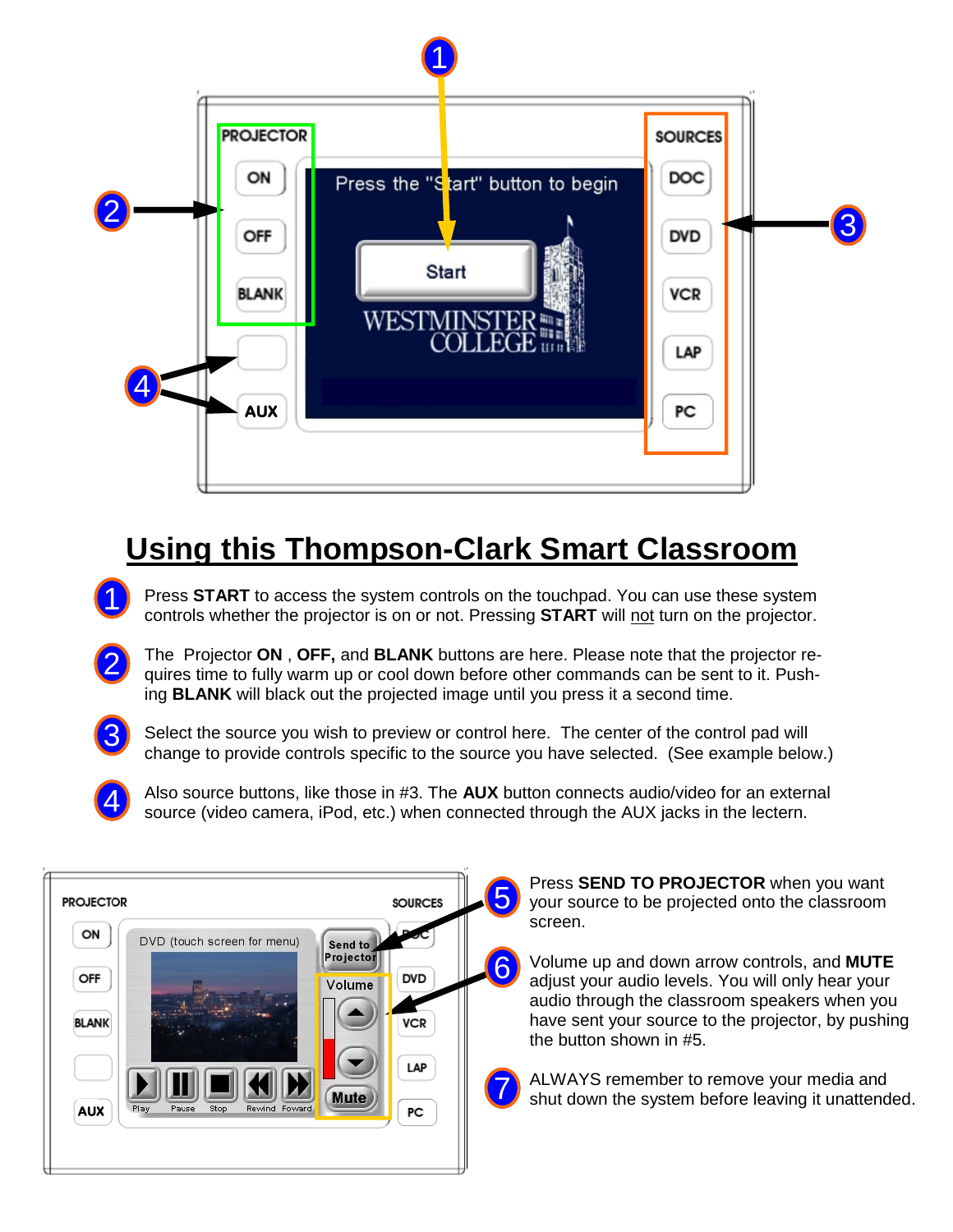# Using this Thompson-Clark Smart Classroom

1. Press **START** to access the system controls on the touchpad. You can use these system controls whether the projector is on or not. Pressing **START** will not turn on the projector.

2. The Projector **ON** , **OFF,** and **BLANK** buttons are here. Please note that the projector requires time to fully warm up or cool down before other commands can be sent to it. Pushing **BLANK** will black out the projected image until you press it a second time.

3. Select the source you wish to preview or control here. The center of the control pad will change to provide controls specific to the source you have selected. (See example below.)

4. Also source buttons, like those in #3. The **AUX** button connects audio/video for an external source (video camera, iPod, etc.) when connected through the AUX jacks in the lectern.

5. Press **SEND TO PROJECTOR** when you want your source to be projected onto the classroom screen.

6. Volume up and down arrow controls, and **MUTE** adjust your audio levels. You will only hear your audio through the classroom speakers when you have sent your source to the projector, by pushing the button shown in #5.

7. ALWAYS remember to remove your media and shut down the system before leaving it unattended.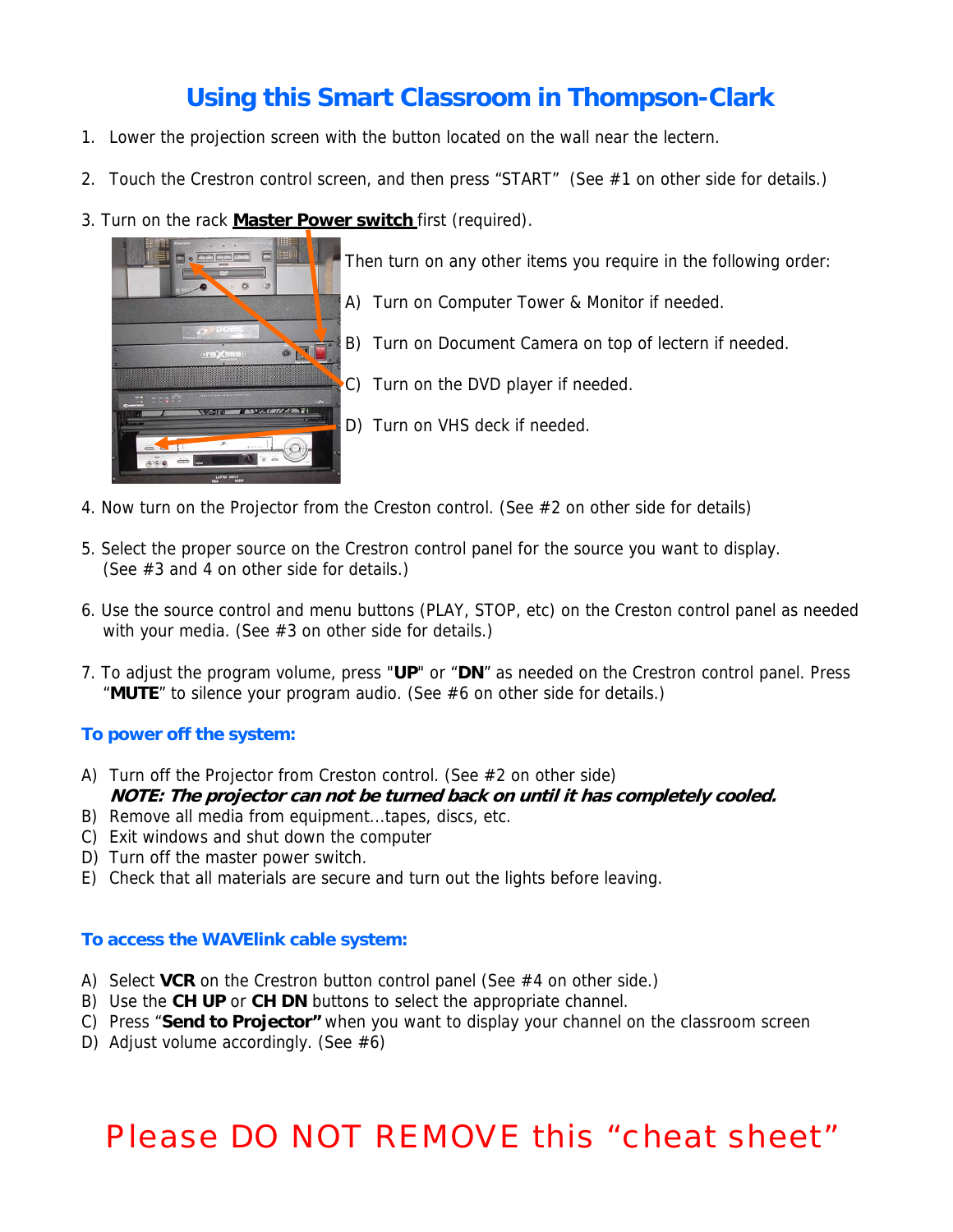# Using this Smart Classroom in Thompson-Clark

1. Lower the projection screen with the button located on the wall near the lectern.

2. Touch the Crestron control screen, and then press "START" (See #1 on other side for details.)

3. Turn on the rack **Master Power switch** first (required).

   Then turn on any other items you require in the following order:

   A) Turn on Computer Tower & Monitor if needed.

   B) Turn on Document Camera on top of lectern if needed.

   C) Turn on the DVD player if needed.

   D) Turn on VHS deck if needed.

4. Now turn on the Projector from the Creston control. (See #2 on other side for details)

5. Select the proper source on the Crestron control panel for the source you want to display. (See #3 and 4 on other side for details.)

6. Use the source control and menu buttons (PLAY, STOP, etc) on the Creston control panel as needed with your media. (See #3 on other side for details.)

7. To adjust the program volume, press "**UP**" or "**DN**" as needed on the Crestron control panel. Press "**MUTE**" to silence your program audio. (See #6 on other side for details.)

### To power off the system:

A) Turn off the Projector from Creston control. (See #2 on other side)
   ***NOTE: The projector can not be turned back on until it has completely cooled.***
B) Remove all media from equipment...tapes, discs, etc.
C) Exit windows and shut down the computer
D) Turn off the master power switch.
E) Check that all materials are secure and turn out the lights before leaving.

### To access the WAVElink cable system:

A) Select **VCR** on the Crestron button control panel (See #4 on other side.)
B) Use the **CH UP** or **CH DN** buttons to select the appropriate channel.
C) Press "**Send to Projector"** when you want to display your channel on the classroom screen
D) Adjust volume accordingly. (See #6)

Please DO NOT REMOVE this "cheat sheet"